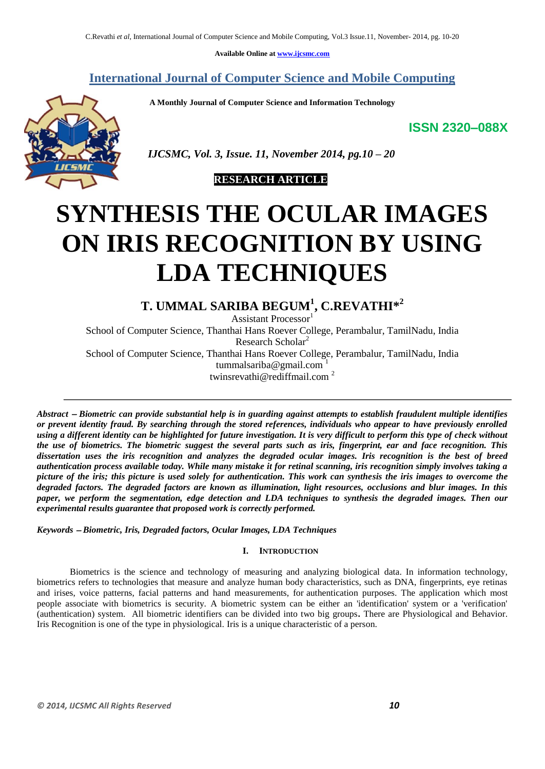Available Online at www.ijcsmc.com

# International Journal of Computer Science and Mobile Computing

**A Monthly Journal of Computer Science and Information Technology**

**ISSN 2320–088X**

*IJCSMC, Vol. 3, Issue. 11, November 2014, pg.10 – 20*

**RESEARCH ARTICLE**

# SYNTHESIS THE OCULAR IMAGES ON IRIS RECOGNITION BY USING LDA TECHNIQUES

**T. UMMAL SARIBA BEGUM[1], C.REVATHI*[2]**

Assistant Processor[1]
School of Computer Science, Thanthai Hans Roever College, Perambalur, TamilNadu, India
Research Scholar[2]
School of Computer Science, Thanthai Hans Roever College, Perambalur, TamilNadu, India
tummalsariba@gmail.com [1]
twinsrevathi@rediffmail.com [2]

---

***Abstract –*** ***Biometric can provide substantial help is in guarding against attempts to establish fraudulent multiple identifies or prevent identity fraud. By searching through the stored references, individuals who appear to have previously enrolled using a different identity can be highlighted for future investigation. It is very difficult to perform this type of check without the use of biometrics. The biometric suggest the several parts such as iris, fingerprint, ear and face recognition. This dissertation uses the iris recognition and analyzes the degraded ocular images. Iris recognition is the best of breed authentication process available today. While many mistake it for retinal scanning, iris recognition simply involves taking a picture of the iris; this picture is used solely for authentication. This work can synthesis the iris images to overcome the degraded factors. The degraded factors are known as illumination, light resources, occlusions and blur images. In this paper, we perform the segmentation, edge detection and LDA techniques to synthesis the degraded images. Then our experimental results guarantee that proposed work is correctly performed.***

***Keywords –*** ***Biometric, Iris, Degraded factors, Ocular Images, LDA Techniques***

## I. INTRODUCTION

Biometrics is the science and technology of measuring and analyzing biological data. In information technology, biometrics refers to technologies that measure and analyze human body characteristics, such as DNA, fingerprints, eye retinas and irises, voice patterns, facial patterns and hand measurements, for authentication purposes. The application which most people associate with biometrics is security. A biometric system can be either an 'identification' system or a 'verification' (authentication) system. All biometric identifiers can be divided into two big groups. There are Physiological and Behavior. Iris Recognition is one of the type in physiological. Iris is a unique characteristic of a person.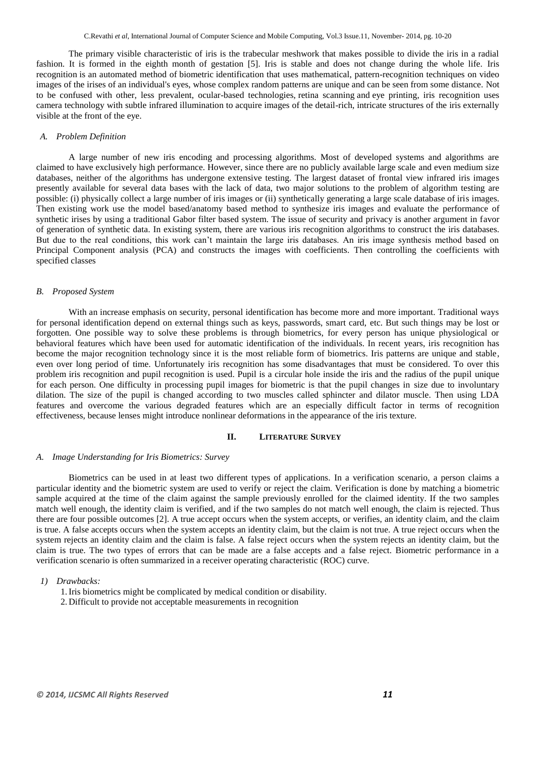The primary visible characteristic of iris is the trabecular meshwork that makes possible to divide the iris in a radial fashion. It is formed in the eighth month of gestation [5]. Iris is stable and does not change during the whole life. Iris recognition is an automated method of biometric identification that uses mathematical, pattern-recognition techniques on video images of the irises of an individual's eyes, whose complex random patterns are unique and can be seen from some distance. Not to be confused with other, less prevalent, ocular-based technologies, retina scanning and eye printing, iris recognition uses camera technology with subtle infrared illumination to acquire images of the detail-rich, intricate structures of the iris externally visible at the front of the eye.

### *A. Problem Definition*

A large number of new iris encoding and processing algorithms. Most of developed systems and algorithms are claimed to have exclusively high performance. However, since there are no publicly available large scale and even medium size databases, neither of the algorithms has undergone extensive testing. The largest dataset of frontal view infrared iris images presently available for several data bases with the lack of data, two major solutions to the problem of algorithm testing are possible: (i) physically collect a large number of iris images or (ii) synthetically generating a large scale database of iris images. Then existing work use the model based/anatomy based method to synthesize iris images and evaluate the performance of synthetic irises by using a traditional Gabor filter based system. The issue of security and privacy is another argument in favor of generation of synthetic data. In existing system, there are various iris recognition algorithms to construct the iris databases. But due to the real conditions, this work can't maintain the large iris databases. An iris image synthesis method based on Principal Component analysis (PCA) and constructs the images with coefficients. Then controlling the coefficients with specified classes

### *B. Proposed System*

With an increase emphasis on security, personal identification has become more and more important. Traditional ways for personal identification depend on external things such as keys, passwords, smart card, etc. But such things may be lost or forgotten. One possible way to solve these problems is through biometrics, for every person has unique physiological or behavioral features which have been used for automatic identification of the individuals. In recent years, iris recognition has become the major recognition technology since it is the most reliable form of biometrics. Iris patterns are unique and stable, even over long period of time. Unfortunately iris recognition has some disadvantages that must be considered. To over this problem iris recognition and pupil recognition is used. Pupil is a circular hole inside the iris and the radius of the pupil unique for each person. One difficulty in processing pupil images for biometric is that the pupil changes in size due to involuntary dilation. The size of the pupil is changed according to two muscles called sphincter and dilator muscle. Then using LDA features and overcome the various degraded features which are an especially difficult factor in terms of recognition effectiveness, because lenses might introduce nonlinear deformations in the appearance of the iris texture.

## II. LITERATURE SURVEY

### *A. Image Understanding for Iris Biometrics: Survey*

Biometrics can be used in at least two different types of applications. In a verification scenario, a person claims a particular identity and the biometric system are used to verify or reject the claim. Verification is done by matching a biometric sample acquired at the time of the claim against the sample previously enrolled for the claimed identity. If the two samples match well enough, the identity claim is verified, and if the two samples do not match well enough, the claim is rejected. Thus there are four possible outcomes [2]. A true accept occurs when the system accepts, or verifies, an identity claim, and the claim is true. A false accepts occurs when the system accepts an identity claim, but the claim is not true. A true reject occurs when the system rejects an identity claim and the claim is false. A false reject occurs when the system rejects an identity claim, but the claim is true. The two types of errors that can be made are a false accepts and a false reject. Biometric performance in a verification scenario is often summarized in a receiver operating characteristic (ROC) curve.

#### *1) Drawbacks:*

1. Iris biometrics might be complicated by medical condition or disability.
2. Difficult to provide not acceptable measurements in recognition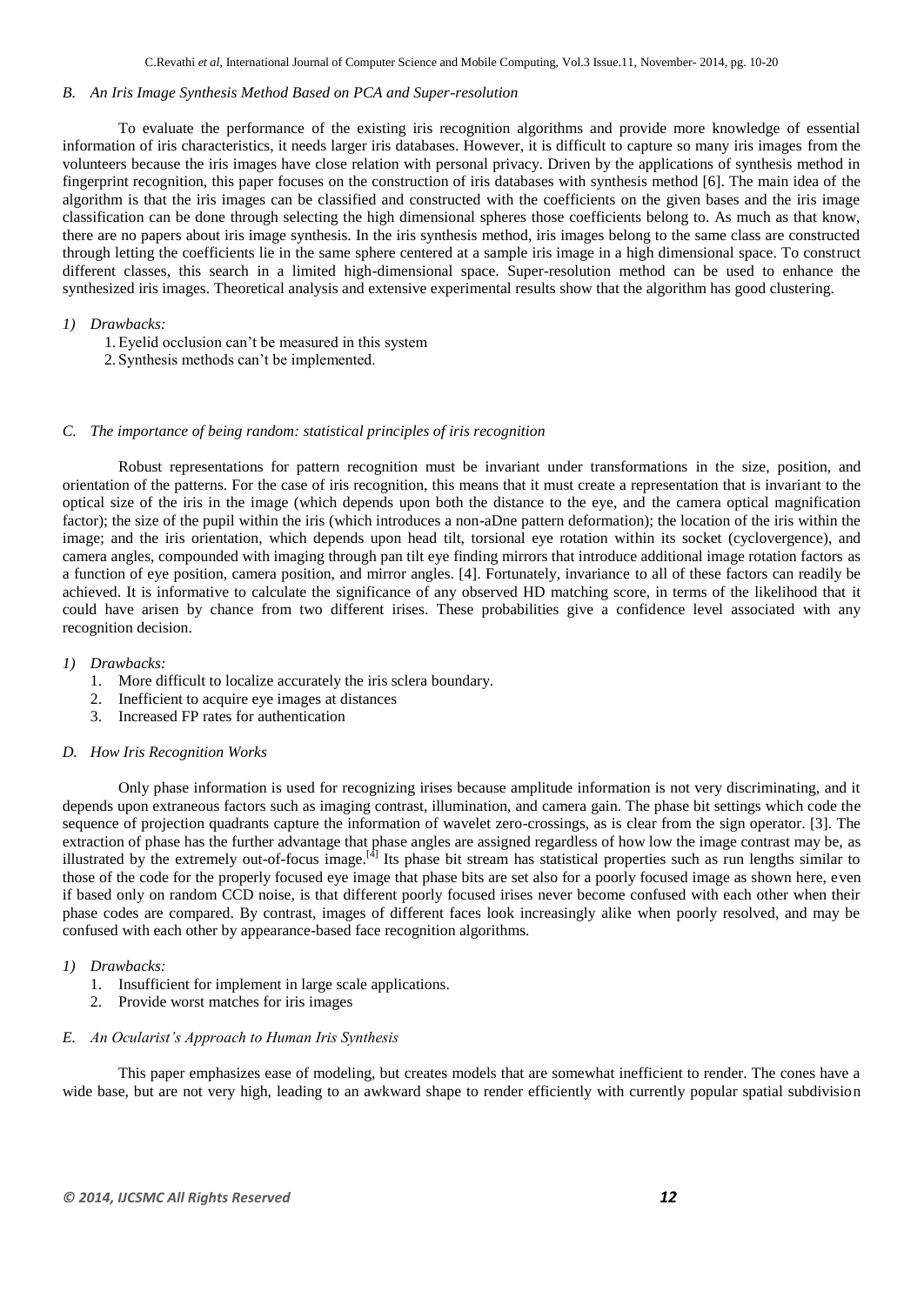### B. An Iris Image Synthesis Method Based on PCA and Super-resolution

To evaluate the performance of the existing iris recognition algorithms and provide more knowledge of essential information of iris characteristics, it needs larger iris databases. However, it is difficult to capture so many iris images from the volunteers because the iris images have close relation with personal privacy. Driven by the applications of synthesis method in fingerprint recognition, this paper focuses on the construction of iris databases with synthesis method [6]. The main idea of the algorithm is that the iris images can be classified and constructed with the coefficients on the given bases and the iris image classification can be done through selecting the high dimensional spheres those coefficients belong to. As much as that know, there are no papers about iris image synthesis. In the iris synthesis method, iris images belong to the same class are constructed through letting the coefficients lie in the same sphere centered at a sample iris image in a high dimensional space. To construct different classes, this search in a limited high-dimensional space. Super-resolution method can be used to enhance the synthesized iris images. Theoretical analysis and extensive experimental results show that the algorithm has good clustering.

#### 1) Drawbacks:

1. Eyelid occlusion can't be measured in this system
2. Synthesis methods can't be implemented.

### C. The importance of being random: statistical principles of iris recognition

Robust representations for pattern recognition must be invariant under transformations in the size, position, and orientation of the patterns. For the case of iris recognition, this means that it must create a representation that is invariant to the optical size of the iris in the image (which depends upon both the distance to the eye, and the camera optical magnification factor); the size of the pupil within the iris (which introduces a non-aDne pattern deformation); the location of the iris within the image; and the iris orientation, which depends upon head tilt, torsional eye rotation within its socket (cyclovergence), and camera angles, compounded with imaging through pan tilt eye finding mirrors that introduce additional image rotation factors as a function of eye position, camera position, and mirror angles. [4]. Fortunately, invariance to all of these factors can readily be achieved. It is informative to calculate the significance of any observed HD matching score, in terms of the likelihood that it could have arisen by chance from two different irises. These probabilities give a confidence level associated with any recognition decision.

#### 1) Drawbacks:

1. More difficult to localize accurately the iris sclera boundary.
2. Inefficient to acquire eye images at distances
3. Increased FP rates for authentication

### D. How Iris Recognition Works

Only phase information is used for recognizing irises because amplitude information is not very discriminating, and it depends upon extraneous factors such as imaging contrast, illumination, and camera gain. The phase bit settings which code the sequence of projection quadrants capture the information of wavelet zero-crossings, as is clear from the sign operator. [3]. The extraction of phase has the further advantage that phase angles are assigned regardless of how low the image contrast may be, as illustrated by the extremely out-of-focus image.[4] Its phase bit stream has statistical properties such as run lengths similar to those of the code for the properly focused eye image that phase bits are set also for a poorly focused image as shown here, even if based only on random CCD noise, is that different poorly focused irises never become confused with each other when their phase codes are compared. By contrast, images of different faces look increasingly alike when poorly resolved, and may be confused with each other by appearance-based face recognition algorithms.

#### 1) Drawbacks:

1. Insufficient for implement in large scale applications.
2. Provide worst matches for iris images

### E. An Ocularist's Approach to Human Iris Synthesis

This paper emphasizes ease of modeling, but creates models that are somewhat inefficient to render. The cones have a wide base, but are not very high, leading to an awkward shape to render efficiently with currently popular spatial subdivision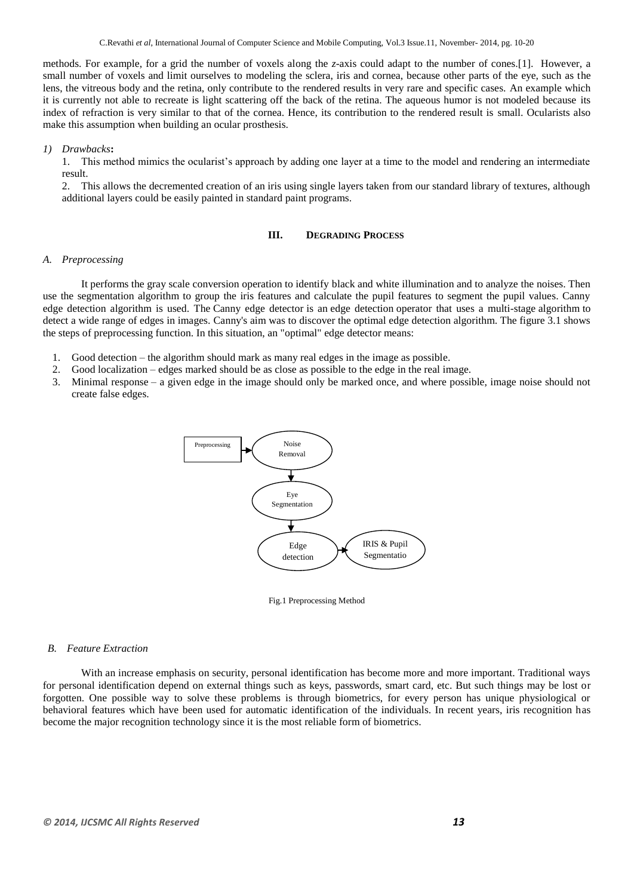methods. For example, for a grid the number of voxels along the *z*-axis could adapt to the number of cones.[1]. However, a small number of voxels and limit ourselves to modeling the sclera, iris and cornea, because other parts of the eye, such as the lens, the vitreous body and the retina, only contribute to the rendered results in very rare and specific cases. An example which it is currently not able to recreate is light scattering off the back of the retina. The aqueous humor is not modeled because its index of refraction is very similar to that of the cornea. Hence, its contribution to the rendered result is small. Ocularists also make this assumption when building an ocular prosthesis.

*1) Drawbacks***:**

1. This method mimics the ocularist's approach by adding one layer at a time to the model and rendering an intermediate result.
2. This allows the decremented creation of an iris using single layers taken from our standard library of textures, although additional layers could be easily painted in standard paint programs.

## III. DEGRADING PROCESS

### *A. Preprocessing*

It performs the gray scale conversion operation to identify black and white illumination and to analyze the noises. Then use the segmentation algorithm to group the iris features and calculate the pupil features to segment the pupil values. Canny edge detection algorithm is used. The Canny edge detector is an edge detection operator that uses a multi-stage algorithm to detect a wide range of edges in images. Canny's aim was to discover the optimal edge detection algorithm. The figure 3.1 shows the steps of preprocessing function. In this situation, an "optimal" edge detector means:

1. Good detection – the algorithm should mark as many real edges in the image as possible.
2. Good localization – edges marked should be as close as possible to the edge in the real image.
3. Minimal response – a given edge in the image should only be marked once, and where possible, image noise should not create false edges.

Preprocessing → Noise Removal → Eye Segmentation → Edge detection → IRIS & Pupil Segmentatio

Fig.1 Preprocessing Method

### *B. Feature Extraction*

With an increase emphasis on security, personal identification has become more and more important. Traditional ways for personal identification depend on external things such as keys, passwords, smart card, etc. But such things may be lost or forgotten. One possible way to solve these problems is through biometrics, for every person has unique physiological or behavioral features which have been used for automatic identification of the individuals. In recent years, iris recognition has become the major recognition technology since it is the most reliable form of biometrics.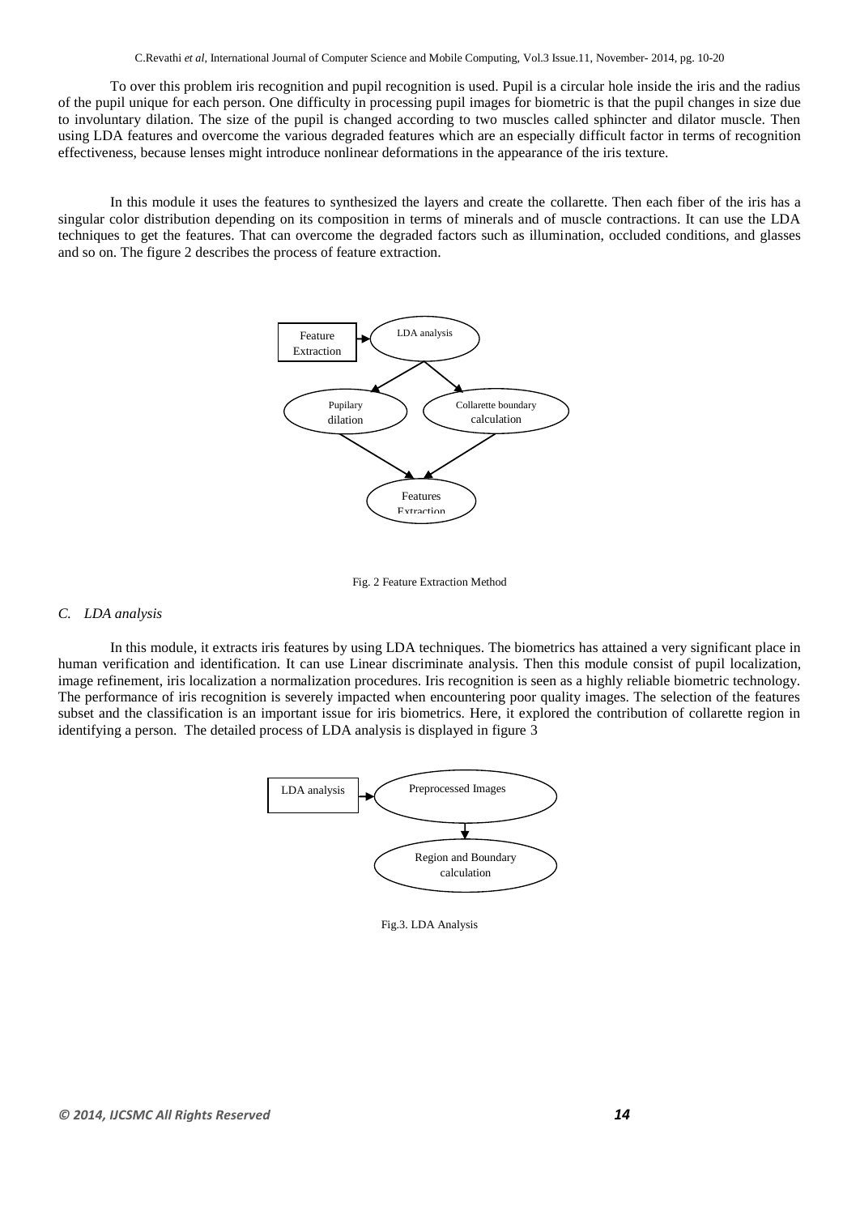To over this problem iris recognition and pupil recognition is used. Pupil is a circular hole inside the iris and the radius of the pupil unique for each person. One difficulty in processing pupil images for biometric is that the pupil changes in size due to involuntary dilation. The size of the pupil is changed according to two muscles called sphincter and dilator muscle. Then using LDA features and overcome the various degraded features which are an especially difficult factor in terms of recognition effectiveness, because lenses might introduce nonlinear deformations in the appearance of the iris texture.

In this module it uses the features to synthesized the layers and create the collarette. Then each fiber of the iris has a singular color distribution depending on its composition in terms of minerals and of muscle contractions. It can use the LDA techniques to get the features. That can overcome the degraded factors such as illumination, occluded conditions, and glasses and so on. The figure 2 describes the process of feature extraction.

Feature Extraction → LDA analysis → Pupilary dilation, Collarette boundary calculation → Features Extraction

Fig. 2 Feature Extraction Method

### *C. LDA analysis*

In this module, it extracts iris features by using LDA techniques. The biometrics has attained a very significant place in human verification and identification. It can use Linear discriminate analysis. Then this module consist of pupil localization, image refinement, iris localization a normalization procedures. Iris recognition is seen as a highly reliable biometric technology. The performance of iris recognition is severely impacted when encountering poor quality images. The selection of the features subset and the classification is an important issue for iris biometrics. Here, it explored the contribution of collarette region in identifying a person. The detailed process of LDA analysis is displayed in figure 3

LDA analysis → Preprocessed Images → Region and Boundary calculation

Fig.3. LDA Analysis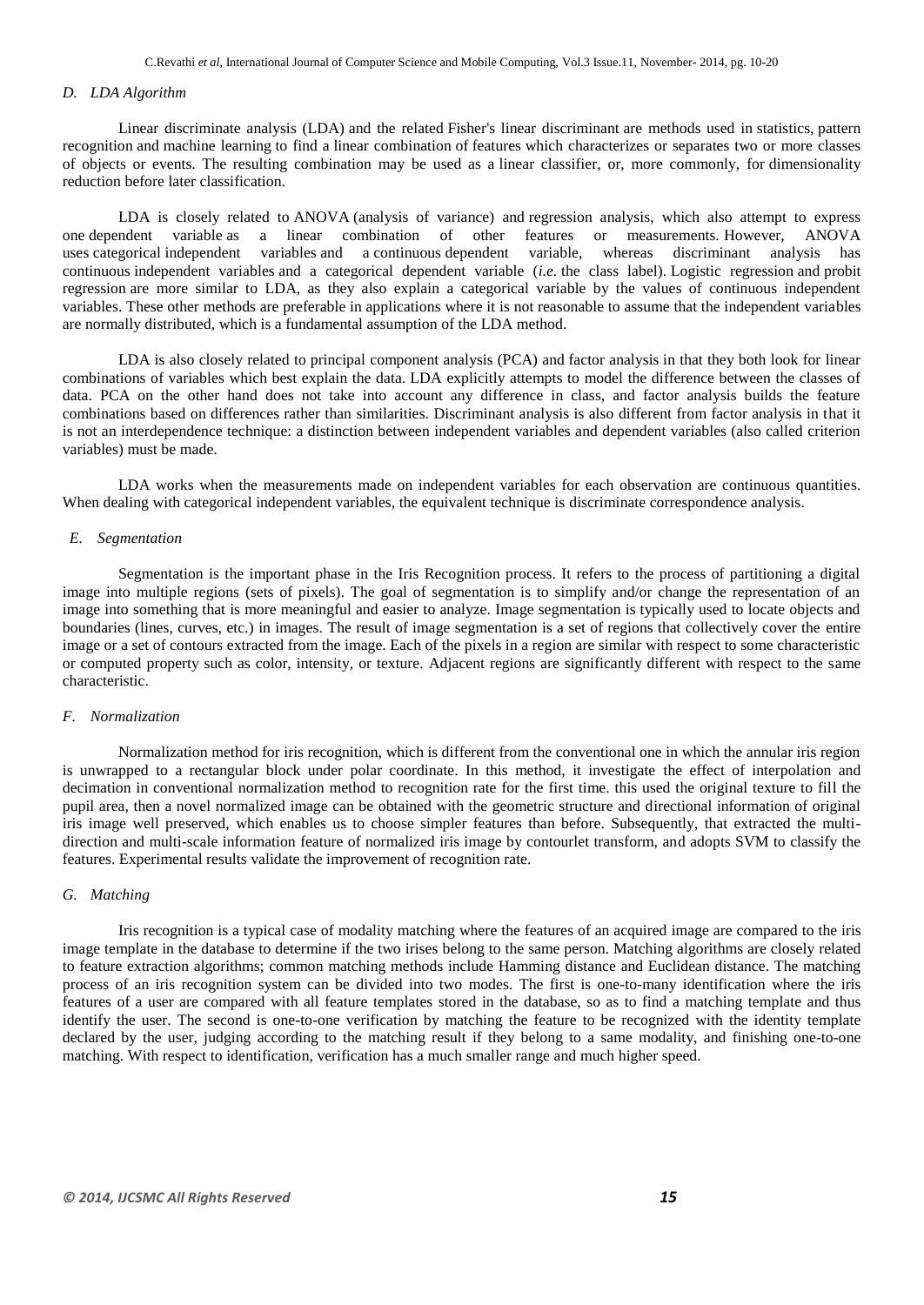### *D. LDA Algorithm*

Linear discriminate analysis (LDA) and the related Fisher's linear discriminant are methods used in statistics, pattern recognition and machine learning to find a linear combination of features which characterizes or separates two or more classes of objects or events. The resulting combination may be used as a linear classifier, or, more commonly, for dimensionality reduction before later classification.

LDA is closely related to ANOVA (analysis of variance) and regression analysis, which also attempt to express one dependent variable as a linear combination of other features or measurements. However, ANOVA uses categorical independent variables and a continuous dependent variable, whereas discriminant analysis has continuous independent variables and a categorical dependent variable (*i.e.* the class label). Logistic regression and probit regression are more similar to LDA, as they also explain a categorical variable by the values of continuous independent variables. These other methods are preferable in applications where it is not reasonable to assume that the independent variables are normally distributed, which is a fundamental assumption of the LDA method.

LDA is also closely related to principal component analysis (PCA) and factor analysis in that they both look for linear combinations of variables which best explain the data. LDA explicitly attempts to model the difference between the classes of data. PCA on the other hand does not take into account any difference in class, and factor analysis builds the feature combinations based on differences rather than similarities. Discriminant analysis is also different from factor analysis in that it is not an interdependence technique: a distinction between independent variables and dependent variables (also called criterion variables) must be made.

LDA works when the measurements made on independent variables for each observation are continuous quantities. When dealing with categorical independent variables, the equivalent technique is discriminate correspondence analysis.

### *E. Segmentation*

Segmentation is the important phase in the Iris Recognition process. It refers to the process of partitioning a digital image into multiple regions (sets of pixels). The goal of segmentation is to simplify and/or change the representation of an image into something that is more meaningful and easier to analyze. Image segmentation is typically used to locate objects and boundaries (lines, curves, etc.) in images. The result of image segmentation is a set of regions that collectively cover the entire image or a set of contours extracted from the image. Each of the pixels in a region are similar with respect to some characteristic or computed property such as color, intensity, or texture. Adjacent regions are significantly different with respect to the same characteristic.

### *F. Normalization*

Normalization method for iris recognition, which is different from the conventional one in which the annular iris region is unwrapped to a rectangular block under polar coordinate. In this method, it investigate the effect of interpolation and decimation in conventional normalization method to recognition rate for the first time. this used the original texture to fill the pupil area, then a novel normalized image can be obtained with the geometric structure and directional information of original iris image well preserved, which enables us to choose simpler features than before. Subsequently, that extracted the multi-direction and multi-scale information feature of normalized iris image by contourlet transform, and adopts SVM to classify the features. Experimental results validate the improvement of recognition rate.

### *G. Matching*

Iris recognition is a typical case of modality matching where the features of an acquired image are compared to the iris image template in the database to determine if the two irises belong to the same person. Matching algorithms are closely related to feature extraction algorithms; common matching methods include Hamming distance and Euclidean distance. The matching process of an iris recognition system can be divided into two modes. The first is one-to-many identification where the iris features of a user are compared with all feature templates stored in the database, so as to find a matching template and thus identify the user. The second is one-to-one verification by matching the feature to be recognized with the identity template declared by the user, judging according to the matching result if they belong to a same modality, and finishing one-to-one matching. With respect to identification, verification has a much smaller range and much higher speed.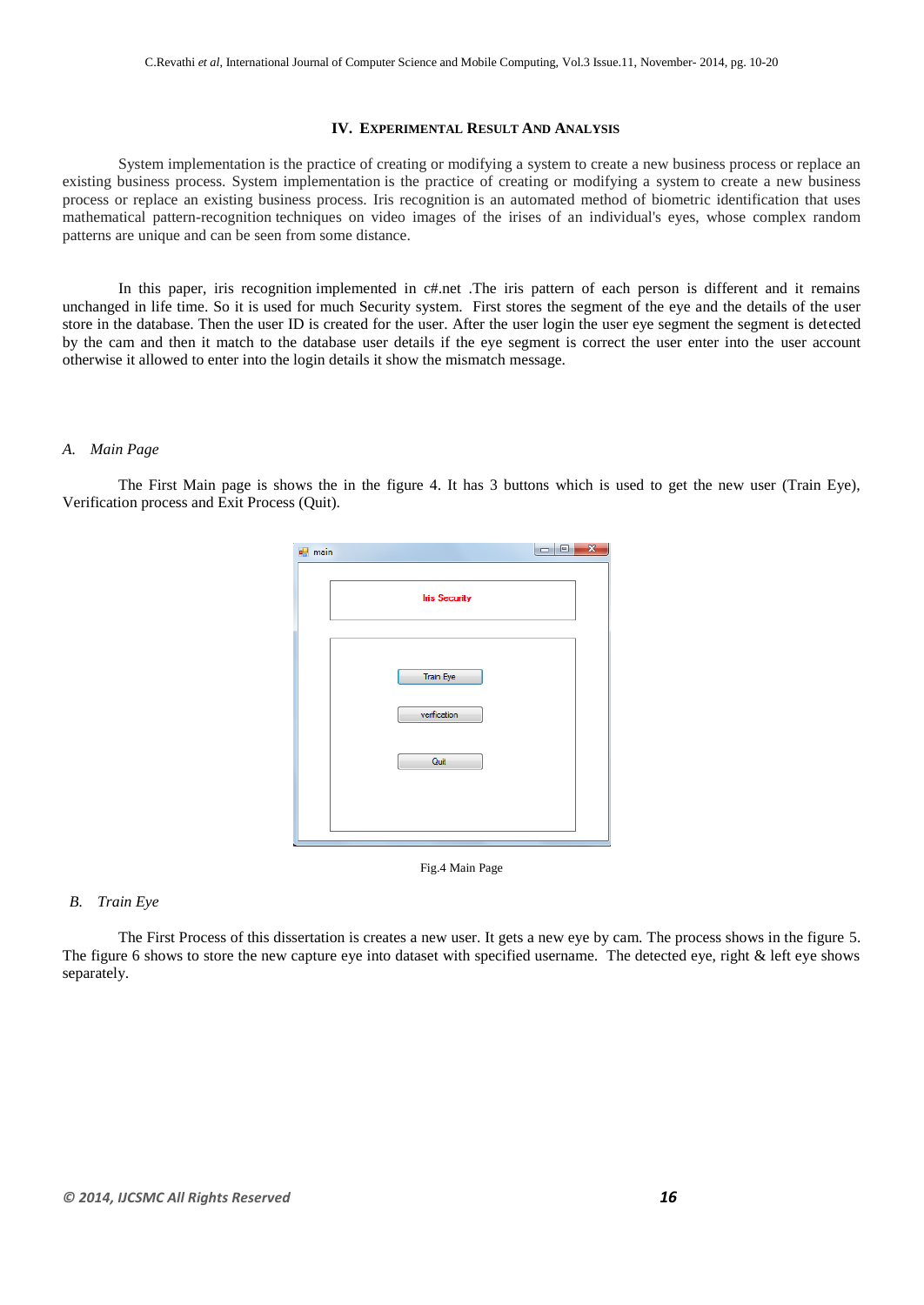## IV. EXPERIMENTAL RESULT AND ANALYSIS

System implementation is the practice of creating or modifying a system to create a new business process or replace an existing business process. System implementation is the practice of creating or modifying a system to create a new business process or replace an existing business process. Iris recognition is an automated method of biometric identification that uses mathematical pattern-recognition techniques on video images of the irises of an individual's eyes, whose complex random patterns are unique and can be seen from some distance.

In this paper, iris recognition implemented in c#.net .The iris pattern of each person is different and it remains unchanged in life time. So it is used for much Security system. First stores the segment of the eye and the details of the user store in the database. Then the user ID is created for the user. After the user login the user eye segment the segment is detected by the cam and then it match to the database user details if the eye segment is correct the user enter into the user account otherwise it allowed to enter into the login details it show the mismatch message.

### *A. Main Page*

The First Main page is shows the in the figure 4. It has 3 buttons which is used to get the new user (Train Eye), Verification process and Exit Process (Quit).

main

Iris Security

Train Eye

verification

Quit

Fig.4 Main Page

### *B. Train Eye*

The First Process of this dissertation is creates a new user. It gets a new eye by cam. The process shows in the figure 5. The figure 6 shows to store the new capture eye into dataset with specified username. The detected eye, right & left eye shows separately.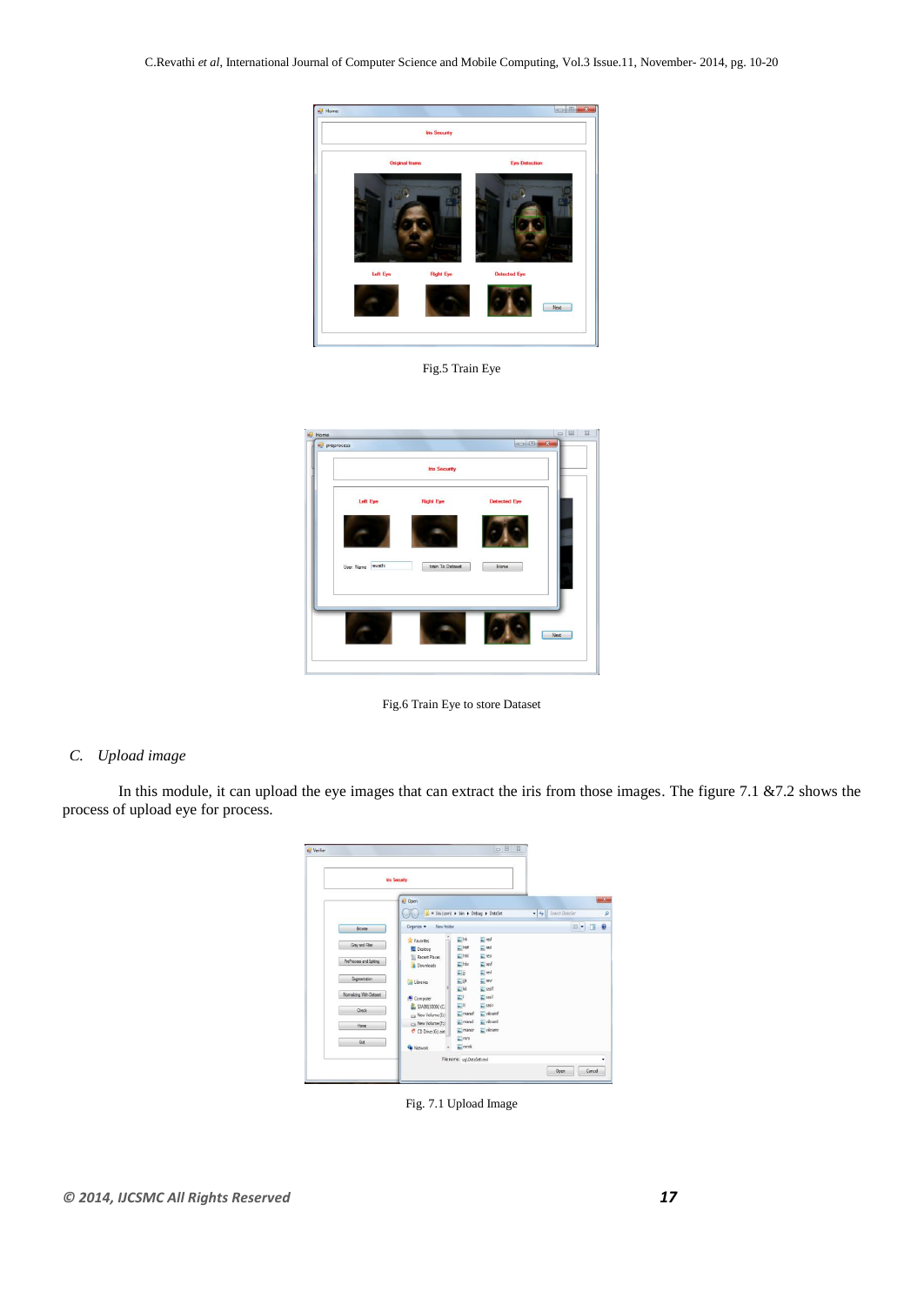Fig.5 Train Eye

Fig.6 Train Eye to store Dataset

### *C. Upload image*

In this module, it can upload the eye images that can extract the iris from those images. The figure 7.1 &7.2 shows the process of upload eye for process.

Fig. 7.1 Upload Image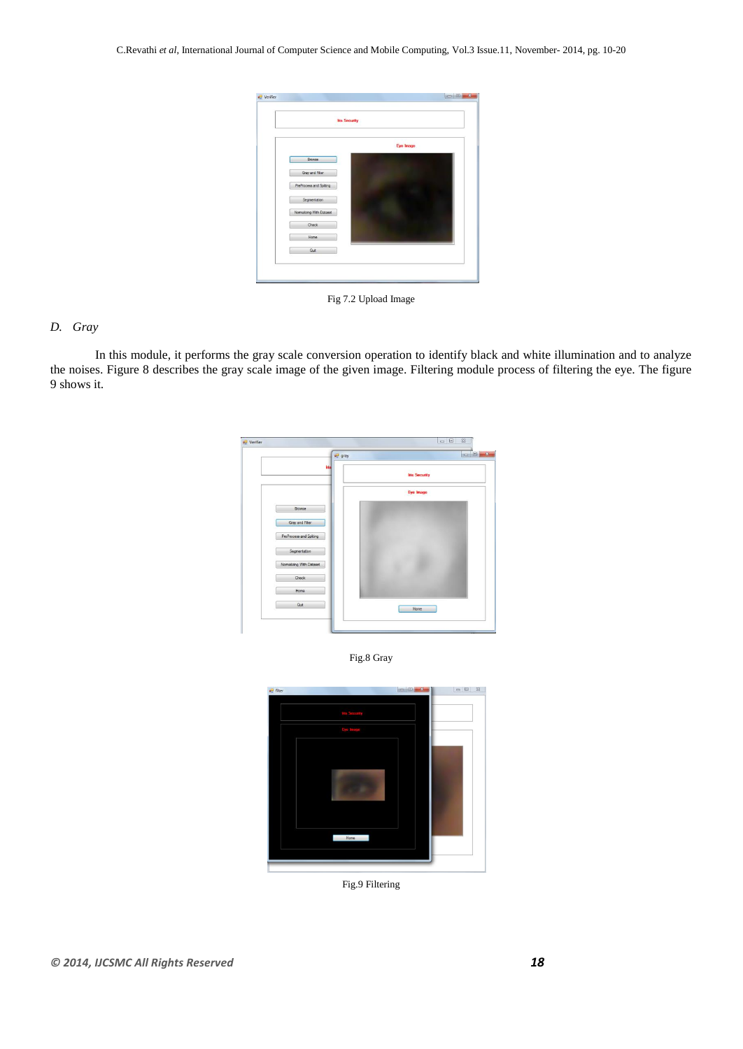Fig 7.2 Upload Image

## D. Gray

In this module, it performs the gray scale conversion operation to identify black and white illumination and to analyze the noises. Figure 8 describes the gray scale image of the given image. Filtering module process of filtering the eye. The figure 9 shows it.

Fig.8 Gray

Fig.9 Filtering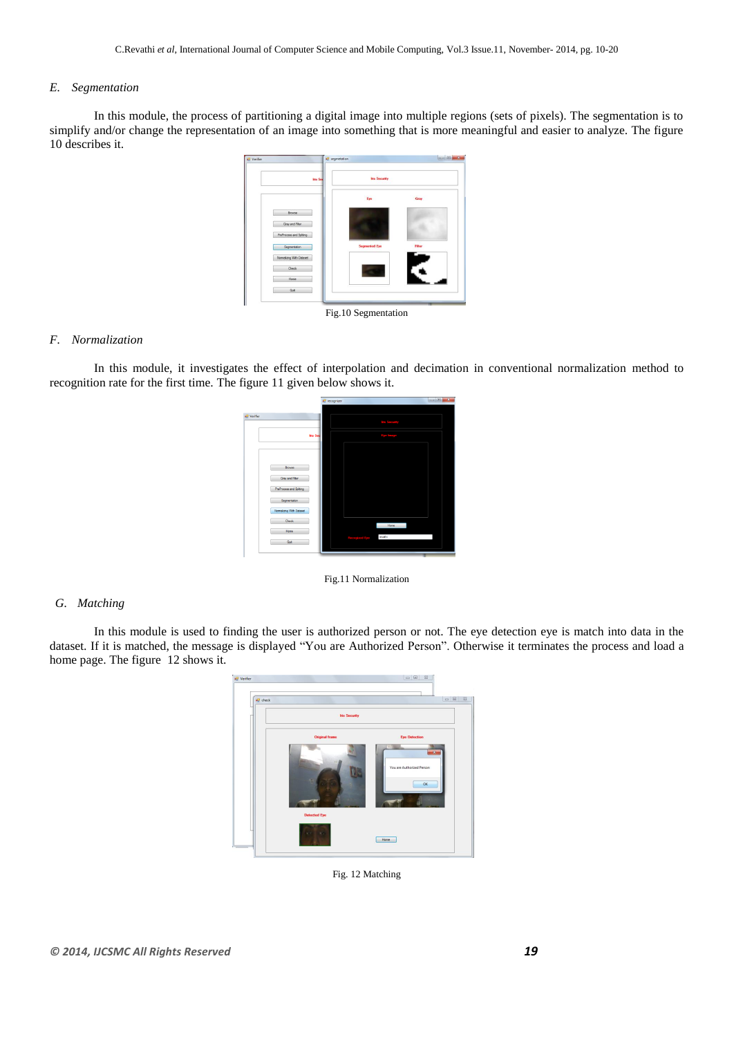### E. *Segmentation*

In this module, the process of partitioning a digital image into multiple regions (sets of pixels). The segmentation is to simplify and/or change the representation of an image into something that is more meaningful and easier to analyze. The figure 10 describes it.

Fig.10 Segmentation

### F. *Normalization*

In this module, it investigates the effect of interpolation and decimation in conventional normalization method to recognition rate for the first time. The figure 11 given below shows it.

Fig.11 Normalization

### G. *Matching*

In this module is used to finding the user is authorized person or not. The eye detection eye is match into data in the dataset. If it is matched, the message is displayed "You are Authorized Person". Otherwise it terminates the process and load a home page. The figure 12 shows it.

Fig. 12 Matching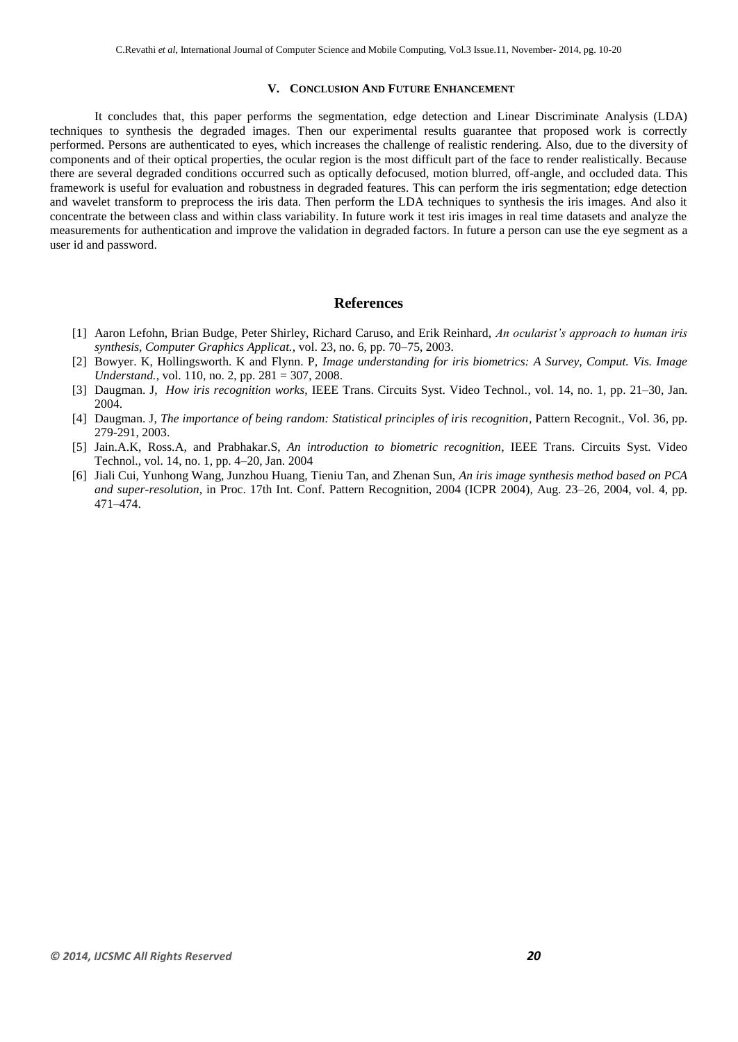## V. CONCLUSION AND FUTURE ENHANCEMENT

It concludes that, this paper performs the segmentation, edge detection and Linear Discriminate Analysis (LDA) techniques to synthesis the degraded images. Then our experimental results guarantee that proposed work is correctly performed. Persons are authenticated to eyes, which increases the challenge of realistic rendering. Also, due to the diversity of components and of their optical properties, the ocular region is the most difficult part of the face to render realistically. Because there are several degraded conditions occurred such as optically defocused, motion blurred, off-angle, and occluded data. This framework is useful for evaluation and robustness in degraded features. This can perform the iris segmentation; edge detection and wavelet transform to preprocess the iris data. Then perform the LDA techniques to synthesis the iris images. And also it concentrate the between class and within class variability. In future work it test iris images in real time datasets and analyze the measurements for authentication and improve the validation in degraded factors. In future a person can use the eye segment as a user id and password.

## References

[1] Aaron Lefohn, Brian Budge, Peter Shirley, Richard Caruso, and Erik Reinhard, *An ocularist's approach to human iris synthesis, Computer Graphics Applicat.*, vol. 23, no. 6, pp. 70–75, 2003.

[2] Bowyer. K, Hollingsworth. K and Flynn. P, *Image understanding for iris biometrics: A Survey, Comput. Vis. Image Understand.*, vol. 110, no. 2, pp. 281 = 307, 2008.

[3] Daugman. J, *How iris recognition works*, IEEE Trans. Circuits Syst. Video Technol., vol. 14, no. 1, pp. 21–30, Jan. 2004.

[4] Daugman. J, *The importance of being random: Statistical principles of iris recognition*, Pattern Recognit., Vol. 36, pp. 279-291, 2003.

[5] Jain.A.K, Ross.A, and Prabhakar.S, *An introduction to biometric recognition*, IEEE Trans. Circuits Syst. Video Technol., vol. 14, no. 1, pp. 4–20, Jan. 2004

[6] Jiali Cui, Yunhong Wang, Junzhou Huang, Tieniu Tan, and Zhenan Sun, *An iris image synthesis method based on PCA and super-resolution*, in Proc. 17th Int. Conf. Pattern Recognition, 2004 (ICPR 2004), Aug. 23–26, 2004, vol. 4, pp. 471–474.